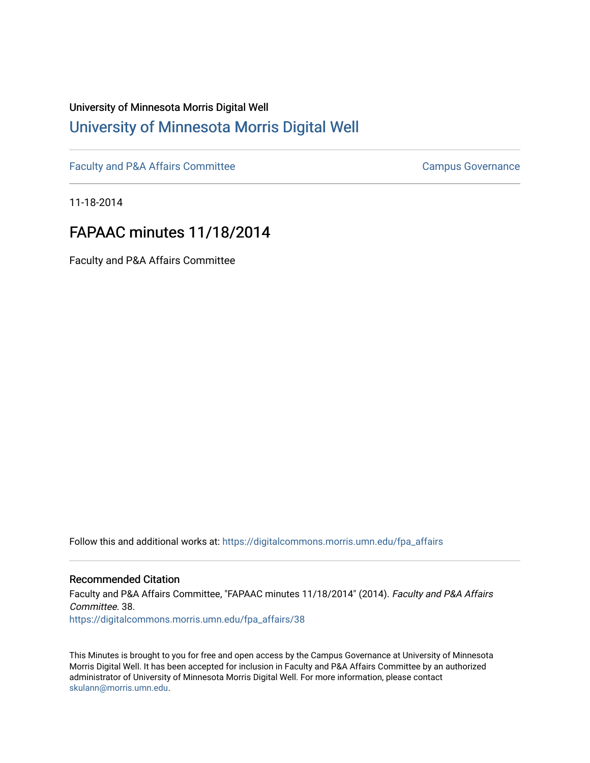University of Minnesota Morris Digital Well

# University of Minnesota Morris Digital Well

Faculty and P&A Affairs Committee | Campus Governance

11-18-2014

## FAPAAC minutes 11/18/2014

Faculty and P&A Affairs Committee

Follow this and additional works at: https://digitalcommons.morris.umn.edu/fpa_affairs

### Recommended Citation

Faculty and P&A Affairs Committee, "FAPAAC minutes 11/18/2014" (2014). *Faculty and P&A Affairs Committee*. 38.
https://digitalcommons.morris.umn.edu/fpa_affairs/38

This Minutes is brought to you for free and open access by the Campus Governance at University of Minnesota Morris Digital Well. It has been accepted for inclusion in Faculty and P&A Affairs Committee by an authorized administrator of University of Minnesota Morris Digital Well. For more information, please contact skulann@morris.umn.edu.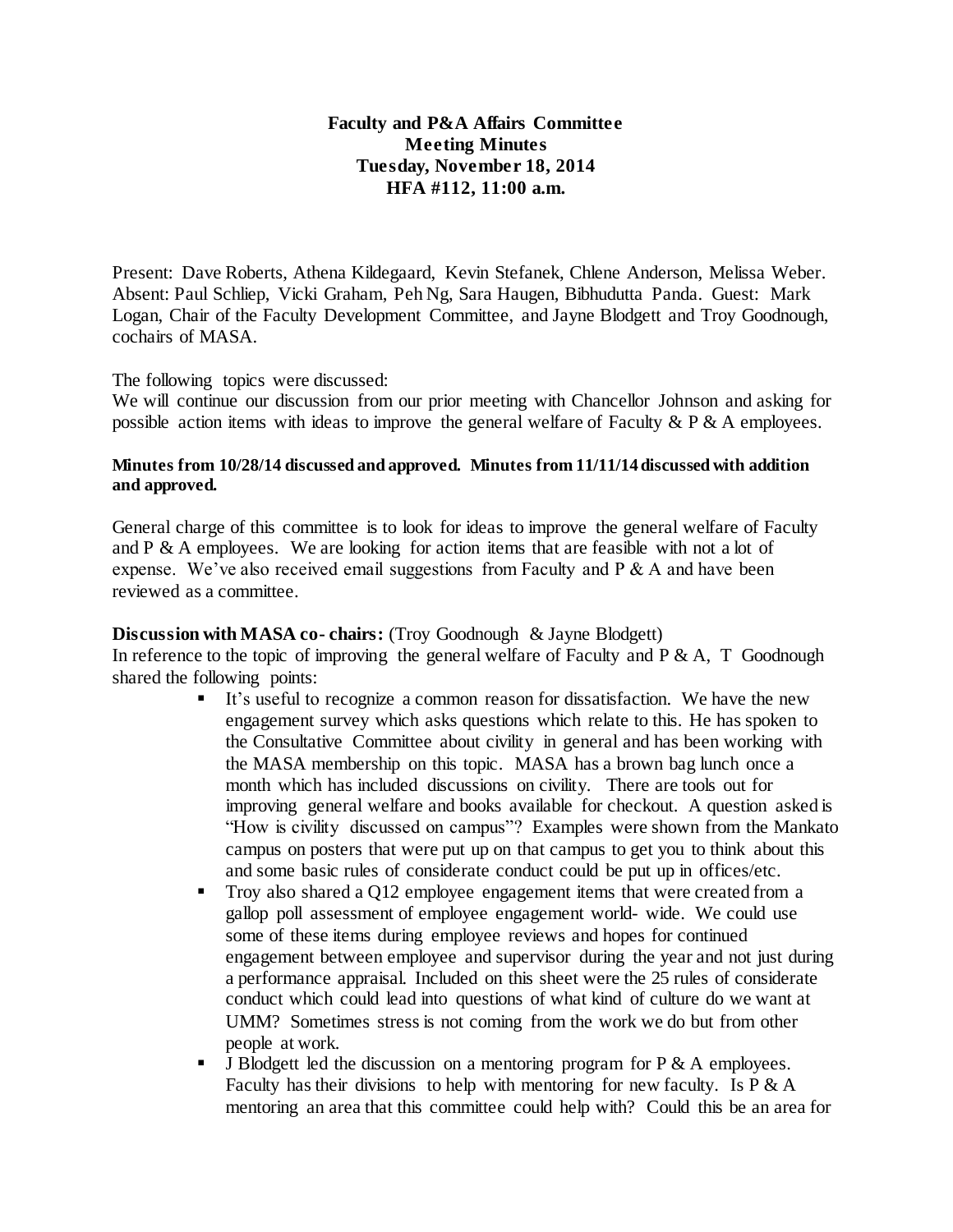**Faculty and P&A Affairs Committee**
**Meeting Minutes**
**Tuesday, November 18, 2014**
**HFA #112, 11:00 a.m.**

Present: Dave Roberts, Athena Kildegaard, Kevin Stefanek, Chlene Anderson, Melissa Weber. Absent: Paul Schliep, Vicki Graham, Peh Ng, Sara Haugen, Bibhudutta Panda. Guest: Mark Logan, Chair of the Faculty Development Committee, and Jayne Blodgett and Troy Goodnough, cochairs of MASA.

The following topics were discussed:
We will continue our discussion from our prior meeting with Chancellor Johnson and asking for possible action items with ideas to improve the general welfare of Faculty & P & A employees.

**Minutes from 10/28/14 discussed and approved. Minutes from 11/11/14 discussed with addition and approved.**

General charge of this committee is to look for ideas to improve the general welfare of Faculty and P & A employees. We are looking for action items that are feasible with not a lot of expense. We've also received email suggestions from Faculty and P & A and have been reviewed as a committee.

**Discussion with MASA co- chairs:** (Troy Goodnough & Jayne Blodgett)
In reference to the topic of improving the general welfare of Faculty and P & A, T Goodnough shared the following points:

- It's useful to recognize a common reason for dissatisfaction. We have the new engagement survey which asks questions which relate to this. He has spoken to the Consultative Committee about civility in general and has been working with the MASA membership on this topic. MASA has a brown bag lunch once a month which has included discussions on civility. There are tools out for improving general welfare and books available for checkout. A question asked is "How is civility discussed on campus"? Examples were shown from the Mankato campus on posters that were put up on that campus to get you to think about this and some basic rules of considerate conduct could be put up in offices/etc.
- Troy also shared a Q12 employee engagement items that were created from a gallop poll assessment of employee engagement world- wide. We could use some of these items during employee reviews and hopes for continued engagement between employee and supervisor during the year and not just during a performance appraisal. Included on this sheet were the 25 rules of considerate conduct which could lead into questions of what kind of culture do we want at UMM? Sometimes stress is not coming from the work we do but from other people at work.
- J Blodgett led the discussion on a mentoring program for P & A employees. Faculty has their divisions to help with mentoring for new faculty. Is P & A mentoring an area that this committee could help with? Could this be an area for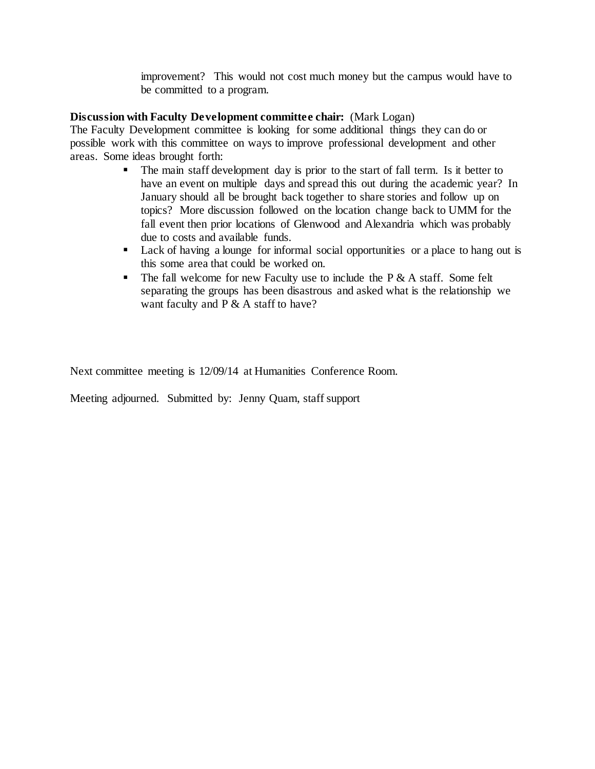improvement? This would not cost much money but the campus would have to be committed to a program.

**Discussion with Faculty Development committee chair:** (Mark Logan)
The Faculty Development committee is looking for some additional things they can do or possible work with this committee on ways to improve professional development and other areas. Some ideas brought forth:

- The main staff development day is prior to the start of fall term. Is it better to have an event on multiple days and spread this out during the academic year? In January should all be brought back together to share stories and follow up on topics? More discussion followed on the location change back to UMM for the fall event then prior locations of Glenwood and Alexandria which was probably due to costs and available funds.
- Lack of having a lounge for informal social opportunities or a place to hang out is this some area that could be worked on.
- The fall welcome for new Faculty use to include the P & A staff. Some felt separating the groups has been disastrous and asked what is the relationship we want faculty and P & A staff to have?

Next committee meeting is 12/09/14 at Humanities Conference Room.

Meeting adjourned. Submitted by: Jenny Quam, staff support